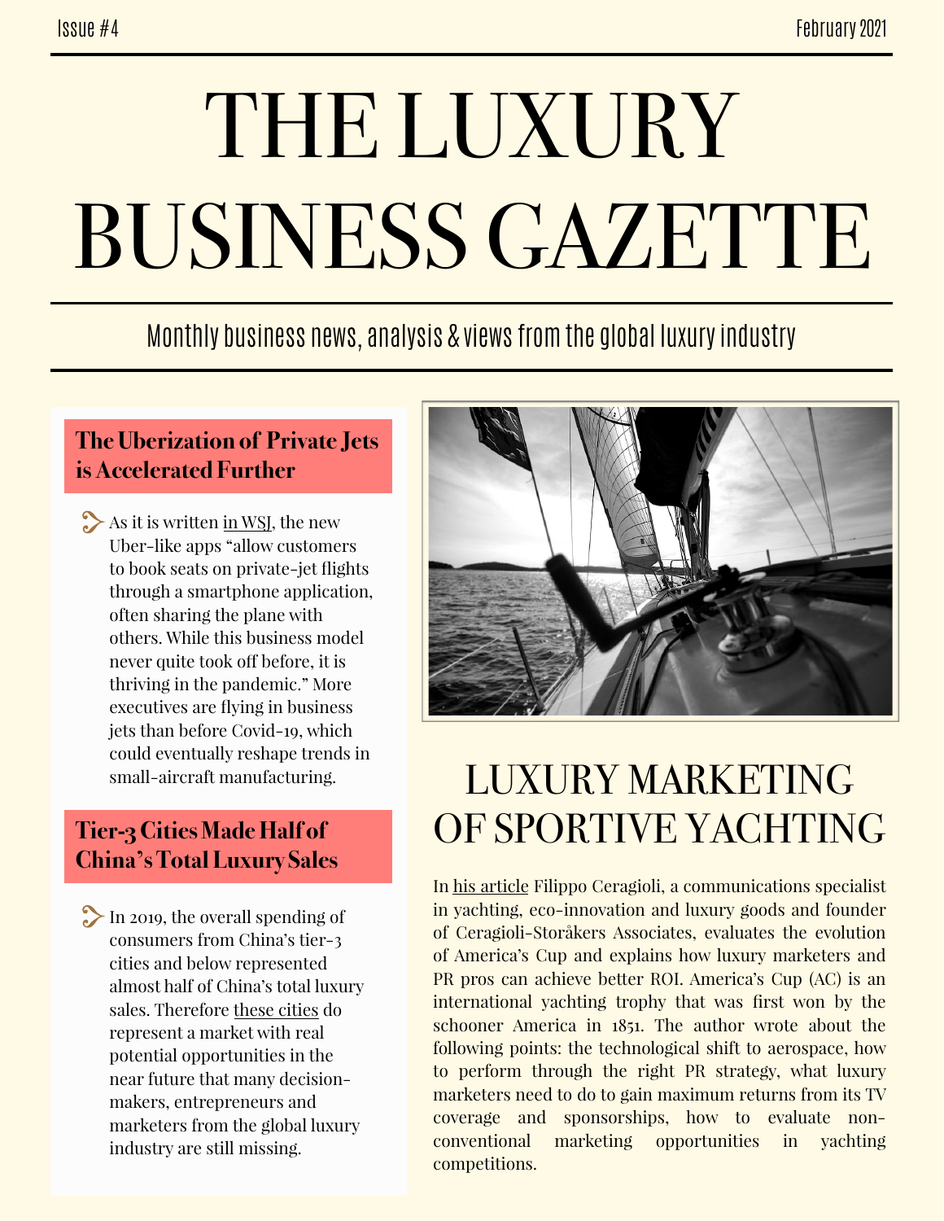Issue #4

February 2021

# THE LUXURY BUSINESS GAZETTE

Monthly business news, analysis & views from the global luxury industry

## The Uberization of Private Jets is Accelerated Further

As it is written in WSJ, the new Uber-like apps "allow customers to book seats on private-jet flights through a smartphone application, often sharing the plane with others. While this business model never quite took off before, it is thriving in the pandemic." More executives are flying in business jets than before Covid-19, which could eventually reshape trends in small-aircraft manufacturing.

## Tier-3 Cities Made Half of China's Total Luxury Sales

In 2019, the overall spending of consumers from China's tier-3 cities and below represented almost half of China's total luxury sales. Therefore these cities do represent a market with real potential opportunities in the near future that many decision-makers, entrepreneurs and marketers from the global luxury industry are still missing.

## LUXURY MARKETING OF SPORTIVE YACHTING

In his article Filippo Ceragioli, a communications specialist in yachting, eco-innovation and luxury goods and founder of Ceragioli-Storåkers Associates, evaluates the evolution of America's Cup and explains how luxury marketers and PR pros can achieve better ROI. America's Cup (AC) is an international yachting trophy that was first won by the schooner America in 1851. The author wrote about the following points: the technological shift to aerospace, how to perform through the right PR strategy, what luxury marketers need to do to gain maximum returns from its TV coverage and sponsorships, how to evaluate non-conventional marketing opportunities in yachting competitions.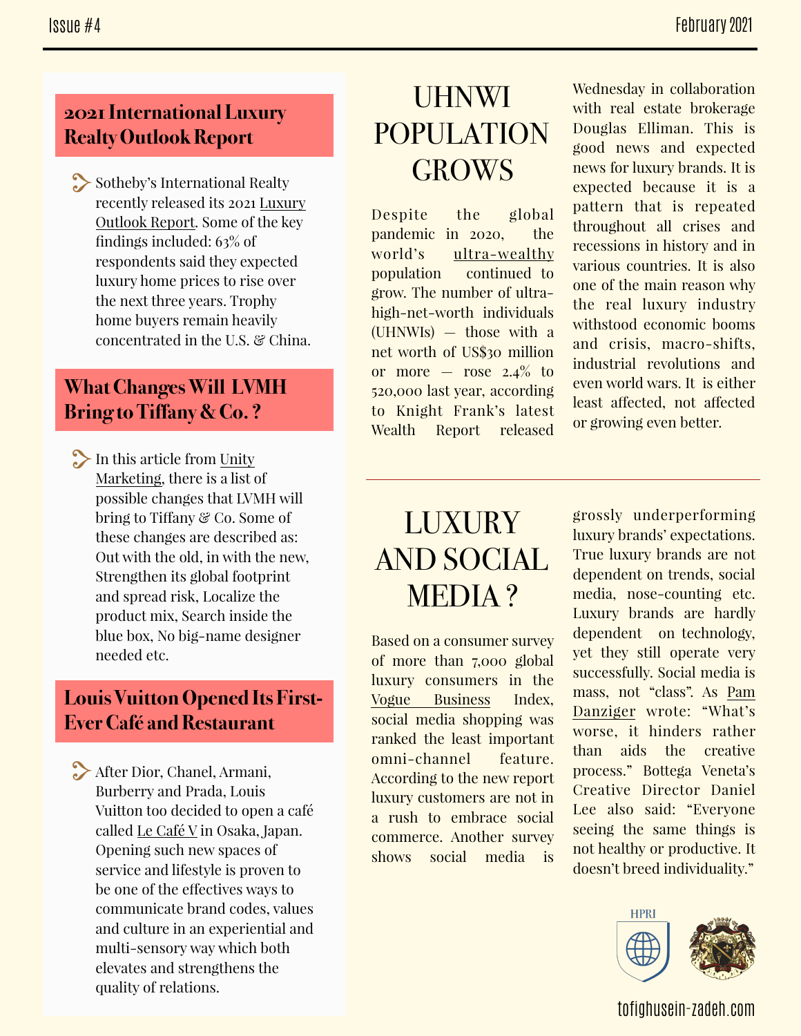## 2021 International Luxury Realty Outlook Report

- Sotheby's International Realty recently released its 2021 Luxury Outlook Report. Some of the key findings included: 63% of respondents said they expected luxury home prices to rise over the next three years. Trophy home buyers remain heavily concentrated in the U.S. & China.

## What Changes Will LVMH Bring to Tiffany & Co. ?

- In this article from Unity Marketing, there is a list of possible changes that LVMH will bring to Tiffany & Co. Some of these changes are described as: Out with the old, in with the new, Strengthen its global footprint and spread risk, Localize the product mix, Search inside the blue box, No big-name designer needed etc.

## Louis Vuitton Opened Its First-Ever Café and Restaurant

- After Dior, Chanel, Armani, Burberry and Prada, Louis Vuitton too decided to open a café called Le Café V in Osaka, Japan. Opening such new spaces of service and lifestyle is proven to be one of the effectives ways to communicate brand codes, values and culture in an experiential and multi-sensory way which both elevates and strengthens the quality of relations.

# UHNWI POPULATION GROWS

Despite the global pandemic in 2020, the world's ultra-wealthy population continued to grow. The number of ultra-high-net-worth individuals (UHNWIs) — those with a net worth of US$30 million or more — rose 2.4% to 520,000 last year, according to Knight Frank's latest Wealth Report released Wednesday in collaboration with real estate brokerage Douglas Elliman. This is good news and expected news for luxury brands. It is expected because it is a pattern that is repeated throughout all crises and recessions in history and in various countries. It is also one of the main reason why the real luxury industry withstood economic booms and crisis, macro-shifts, industrial revolutions and even world wars. It is either least affected, not affected or growing even better.

# LUXURY AND SOCIAL MEDIA ?

Based on a consumer survey of more than 7,000 global luxury consumers in the Vogue Business Index, social media shopping was ranked the least important omni-channel feature. According to the new report luxury customers are not in a rush to embrace social commerce. Another survey shows social media is grossly underperforming luxury brands' expectations. True luxury brands are not dependent on trends, social media, nose-counting etc. Luxury brands are hardly dependent on technology, yet they still operate very successfully. Social media is mass, not "class". As Pam Danziger wrote: "What's worse, it hinders rather than aids the creative process." Bottega Veneta's Creative Director Daniel Lee also said: "Everyone seeing the same things is not healthy or productive. It doesn't breed individuality."

HPRI

tofighusein-zadeh.com